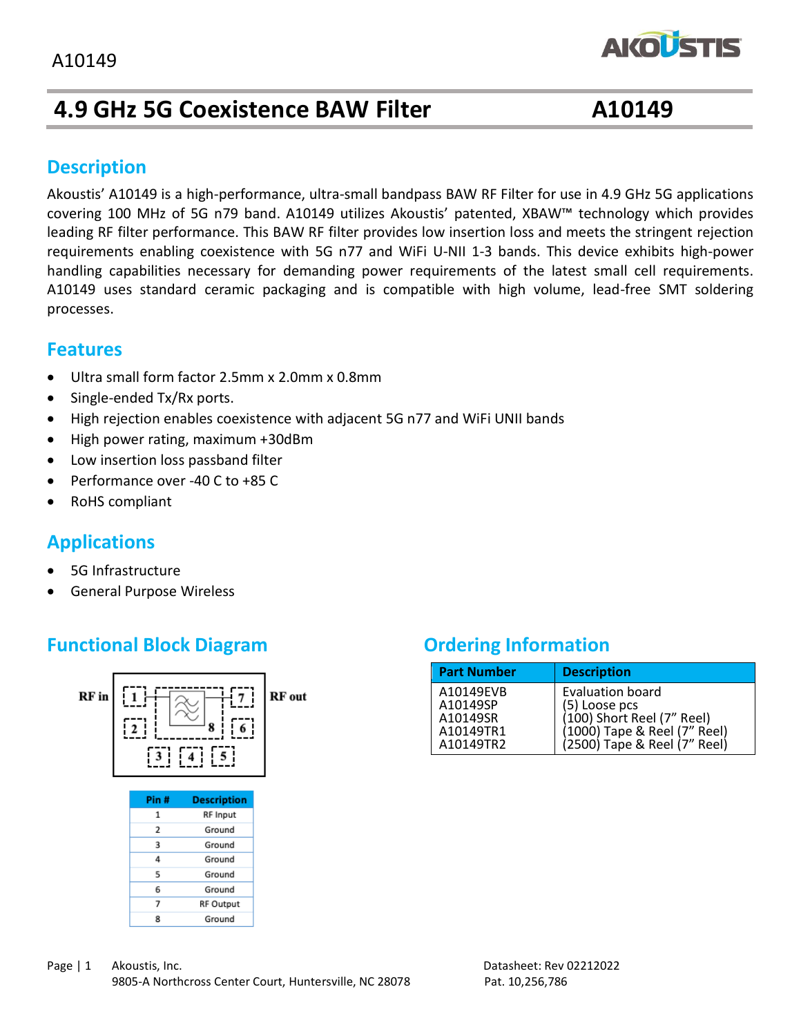# 4.9 GHz 5G Coexistence BAW Filter A10149

## Description

Akoustis' A10149 is a high-performance, ultra-small bandpass BAW RF Filter for use in 4.9 GHz 5G applications covering 100 MHz of 5G n79 band. A10149 utilizes Akoustis' patented, XBAW™ technology which provides leading RF filter performance. This BAW RF filter provides low insertion loss and meets the stringent rejection requirements enabling coexistence with 5G n77 and WiFi U-NII 1-3 bands. This device exhibits high-power handling capabilities necessary for demanding power requirements of the latest small cell requirements. A10149 uses standard ceramic packaging and is compatible with high volume, lead-free SMT soldering processes.

## Features

- Ultra small form factor 2.5mm x 2.0mm x 0.8mm
- Single-ended Tx/Rx ports.
- High rejection enables coexistence with adjacent 5G n77 and WiFi UNII bands
- High power rating, maximum +30dBm
- Low insertion loss passband filter
- Performance over -40 C to +85 C
- RoHS compliant

## Applications

- 5G Infrastructure
- General Purpose Wireless

## Functional Block Diagram

RF in | RF out

| Pin # | Description |
|---|---|
| 1 | RF Input |
| 2 | Ground |
| 3 | Ground |
| 4 | Ground |
| 5 | Ground |
| 6 | Ground |
| 7 | RF Output |
| 8 | Ground |

## Ordering Information

| Part Number | Description |
|---|---|
| A10149EVB | Evaluation board |
| A10149SP | (5) Loose pcs |
| A10149SR | (100) Short Reel (7" Reel) |
| A10149TR1 | (1000) Tape & Reel (7" Reel) |
| A10149TR2 | (2500) Tape & Reel (7" Reel) |

Akoustis, Inc.
9805-A Northcross Center Court, Huntersville, NC 28078

Datasheet: Rev 02212022
Pat. 10,256,786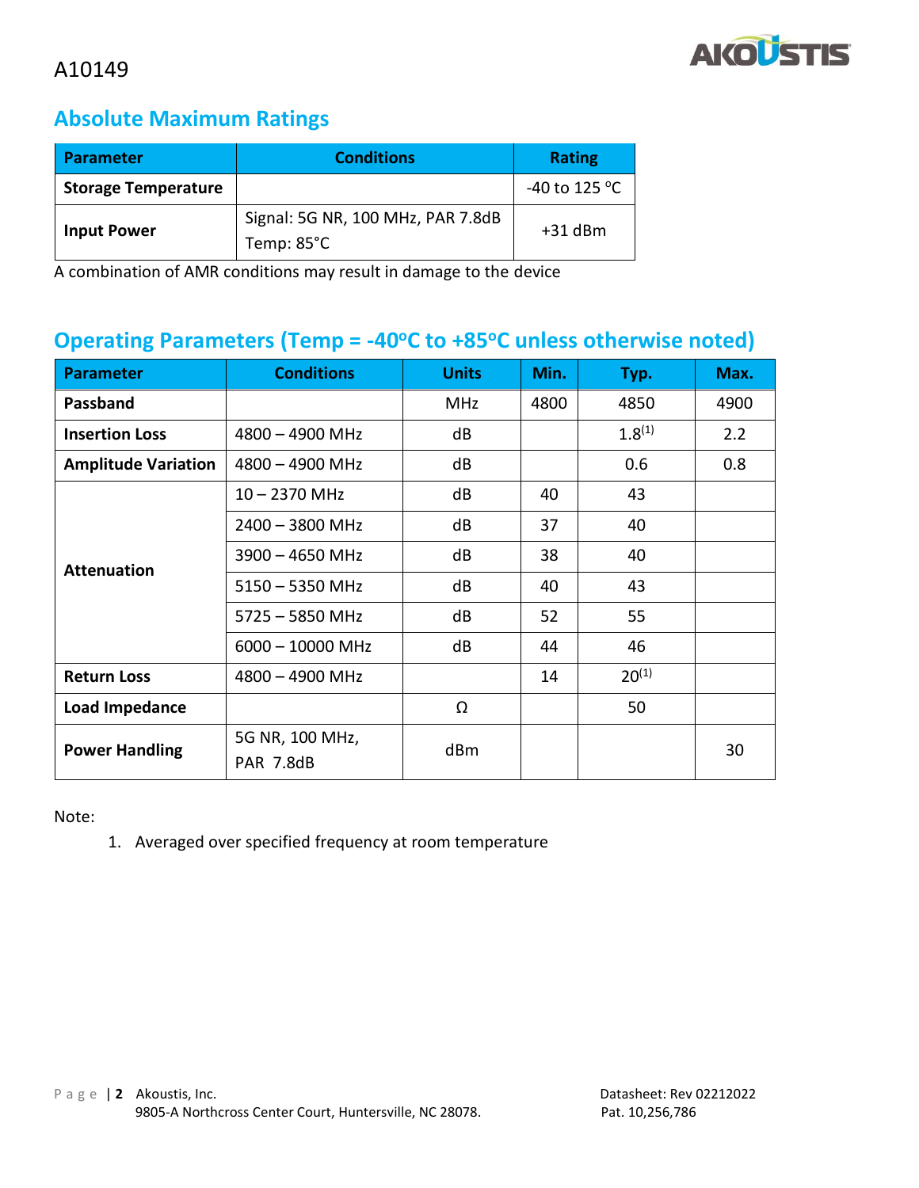A10149

## Absolute Maximum Ratings

| Parameter | Conditions | Rating |
|---|---|---|
| **Storage Temperature** | | -40 to 125 °C |
| **Input Power** | Signal: 5G NR, 100 MHz, PAR 7.8dB<br>Temp: 85°C | +31 dBm |

A combination of AMR conditions may result in damage to the device

## Operating Parameters (Temp = -40°C to +85°C unless otherwise noted)

| Parameter | Conditions | Units | Min. | Typ. | Max. |
|---|---|---|---|---|---|
| **Passband** | | MHz | 4800 | 4850 | 4900 |
| **Insertion Loss** | 4800 – 4900 MHz | dB | | 1.8[1] | 2.2 |
| **Amplitude Variation** | 4800 – 4900 MHz | dB | | 0.6 | 0.8 |
| **Attenuation** | 10 – 2370 MHz | dB | 40 | 43 | |
| | 2400 – 3800 MHz | dB | 37 | 40 | |
| | 3900 – 4650 MHz | dB | 38 | 40 | |
| | 5150 – 5350 MHz | dB | 40 | 43 | |
| | 5725 – 5850 MHz | dB | 52 | 55 | |
| | 6000 – 10000 MHz | dB | 44 | 46 | |
| **Return Loss** | 4800 – 4900 MHz | | 14 | 20[1] | |
| **Load Impedance** | | Ω | | 50 | |
| **Power Handling** | 5G NR, 100 MHz,<br>PAR 7.8dB | dBm | | | 30 |

Note:

1. Averaged over specified frequency at room temperature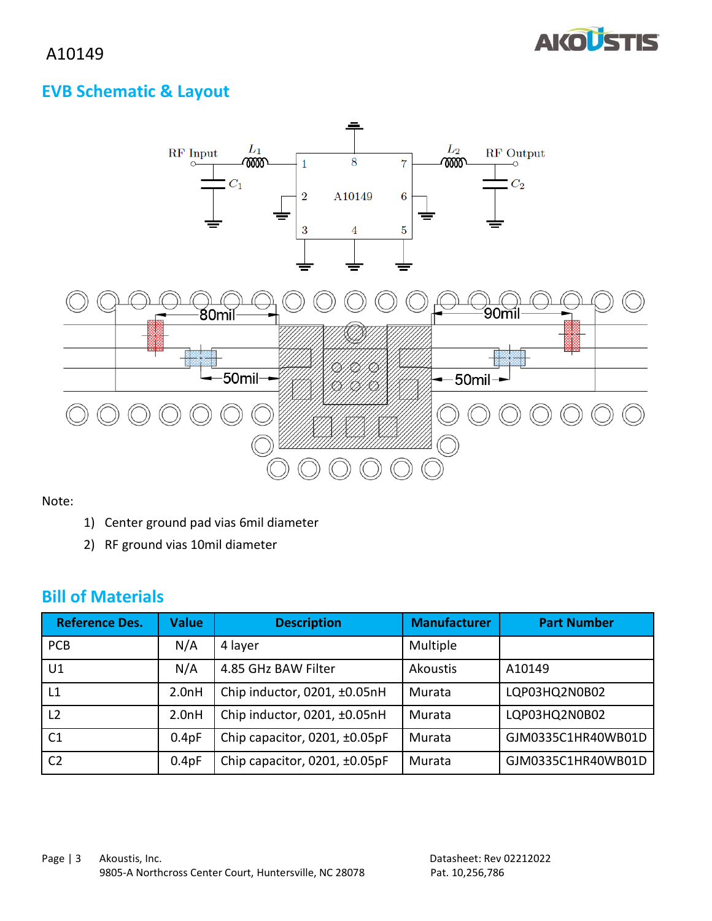## EVB Schematic & Layout

Note:

1) Center ground pad vias 6mil diameter
2) RF ground vias 10mil diameter

## Bill of Materials

| Reference Des. | Value | Description | Manufacturer | Part Number |
|---|---|---|---|---|
| PCB | N/A | 4 layer | Multiple | |
| U1 | N/A | 4.85 GHz BAW Filter | Akoustis | A10149 |
| L1 | 2.0nH | Chip inductor, 0201, ±0.05nH | Murata | LQP03HQ2N0B02 |
| L2 | 2.0nH | Chip inductor, 0201, ±0.05nH | Murata | LQP03HQ2N0B02 |
| C1 | 0.4pF | Chip capacitor, 0201, ±0.05pF | Murata | GJM0335C1HR40WB01D |
| C2 | 0.4pF | Chip capacitor, 0201, ±0.05pF | Murata | GJM0335C1HR40WB01D |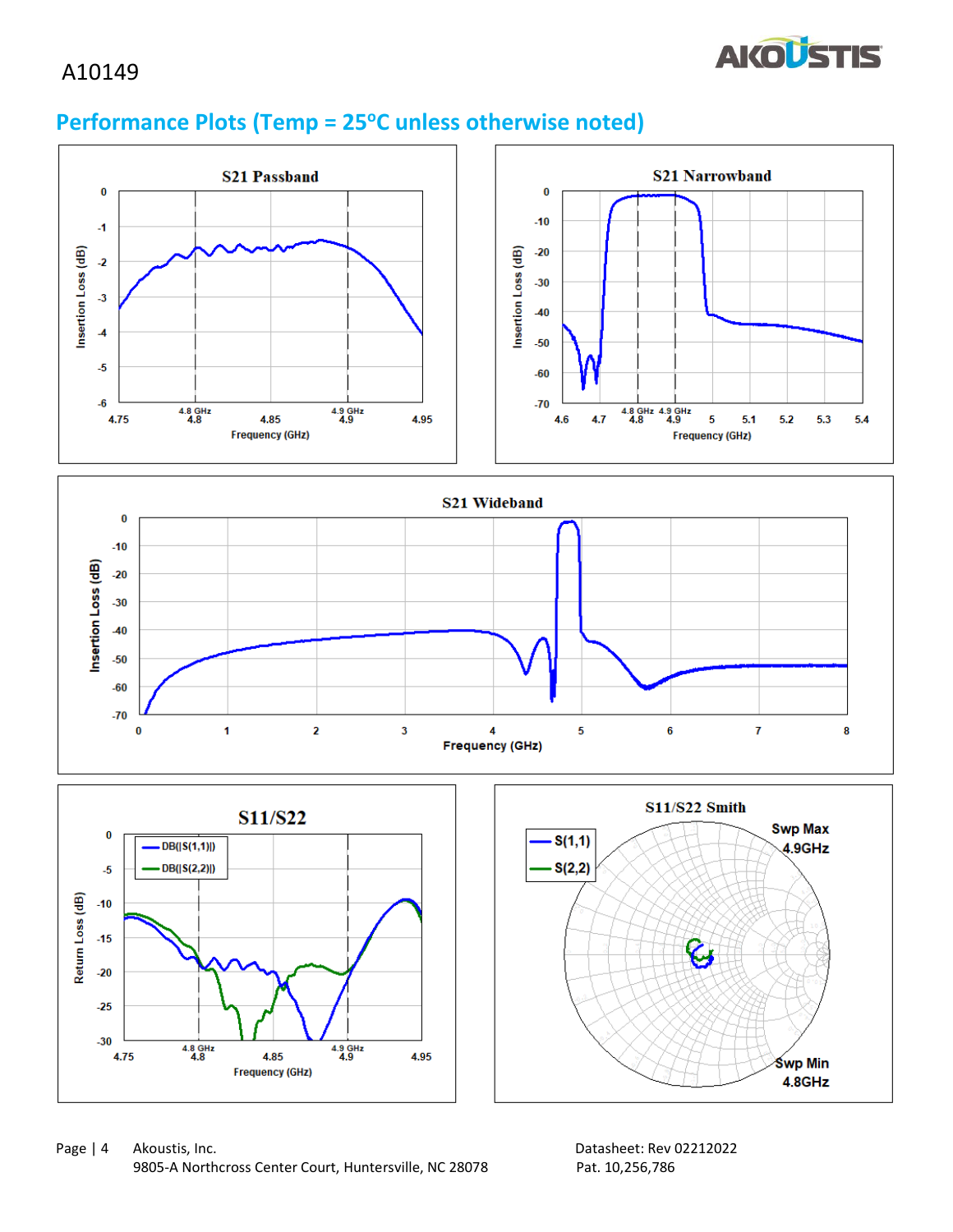A10149

## Performance Plots (Temp = 25°C unless otherwise noted)

S21 Passband

S21 Narrowband

S21 Wideband

S11/S22

S11/S22 Smith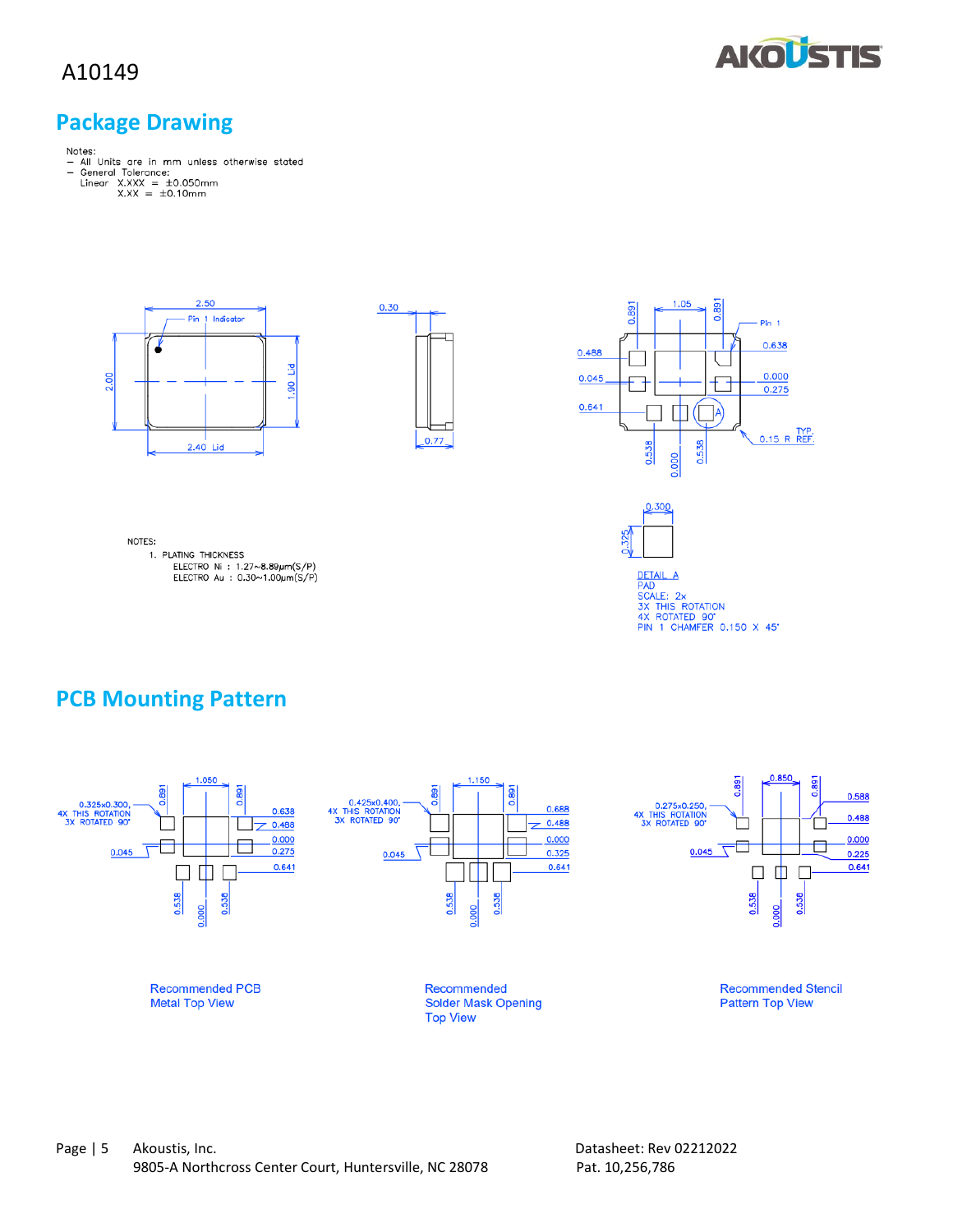# Package Drawing

Notes:
- All Units are in mm unless otherwise stated
- General Tolerance:
  Linear X.XXX = ±0.050mm
  X.XX = ±0.10mm

NOTES:
1. PLATING THICKNESS
   ELECTRO Ni : 1.27~8.89μm(S/P)
   ELECTRO Au : 0.30~1.00μm(S/P)

DETAIL A
PAD
SCALE: 2x
3X THIS ROTATION
4X ROTATED 90°
PIN 1 CHAMFER 0.150 X 45°

# PCB Mounting Pattern

Recommended PCB Metal Top View

Recommended Solder Mask Opening Top View

Recommended Stencil Pattern Top View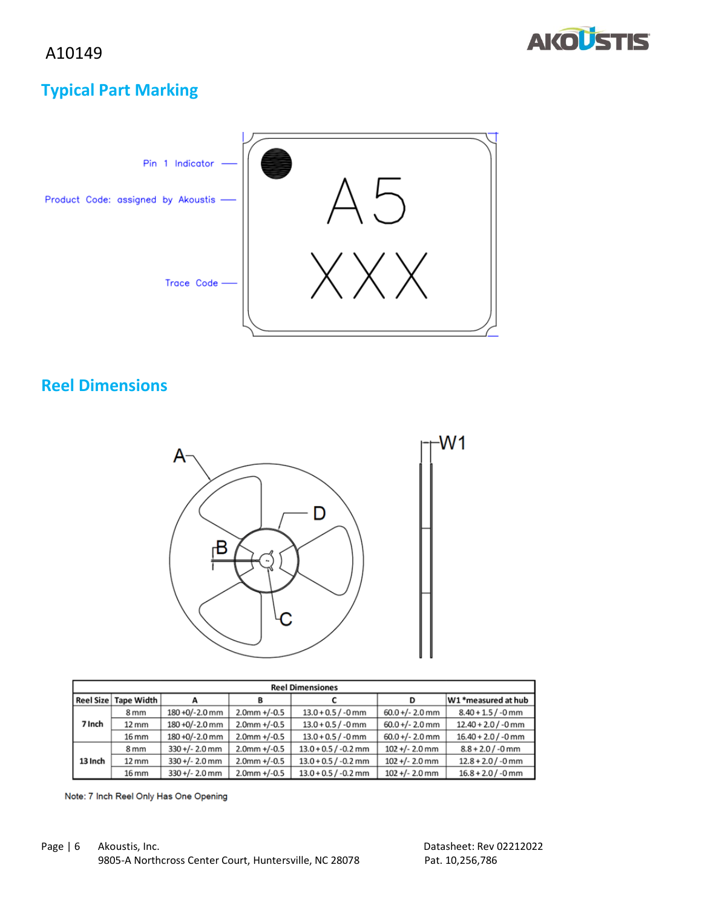## Typical Part Marking

Pin 1 Indicator

Product Code: assigned by Akoustis

Trace Code

A5

XXX

## Reel Dimensions

| Reel Dimensiones | | | | | | |
|---|---|---|---|---|---|---|
| Reel Size | Tape Width | A | B | C | D | W1 *measured at hub |
| 7 Inch | 8 mm | 180 +0/-2.0 mm | 2.0mm +/-0.5 | 13.0 + 0.5 / -0 mm | 60.0 +/- 2.0 mm | 8.40 + 1.5 / -0 mm |
| | 12 mm | 180 +0/-2.0 mm | 2.0mm +/-0.5 | 13.0 + 0.5 / -0 mm | 60.0 +/- 2.0 mm | 12.40 + 2.0 / -0 mm |
| | 16 mm | 180 +0/-2.0 mm | 2.0mm +/-0.5 | 13.0 + 0.5 / -0 mm | 60.0 +/- 2.0 mm | 16.40 + 2.0 / -0 mm |
| 13 Inch | 8 mm | 330 +/- 2.0 mm | 2.0mm +/-0.5 | 13.0 + 0.5 / -0.2 mm | 102 +/- 2.0 mm | 8.8 + 2.0 / -0 mm |
| | 12 mm | 330 +/- 2.0 mm | 2.0mm +/-0.5 | 13.0 + 0.5 / -0.2 mm | 102 +/- 2.0 mm | 12.8 + 2.0 / -0 mm |
| | 16 mm | 330 +/- 2.0 mm | 2.0mm +/-0.5 | 13.0 + 0.5 / -0.2 mm | 102 +/- 2.0 mm | 16.8 + 2.0 / -0 mm |

Note: 7 Inch Reel Only Has One Opening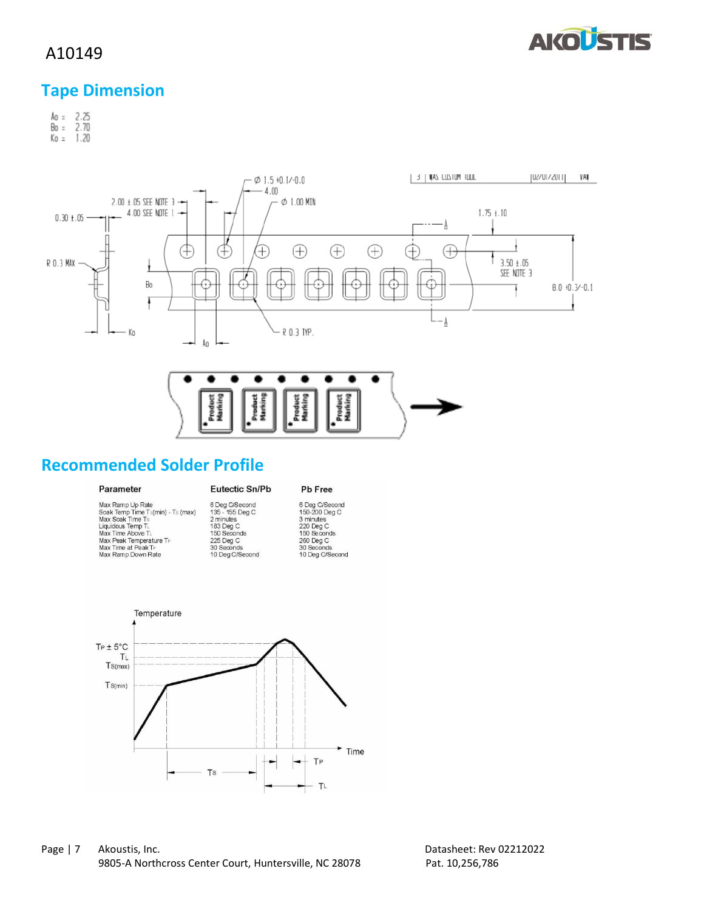A10149

## Tape Dimension

Ao = 2.25
Bo = 2.70
Ko = 1.20

## Recommended Solder Profile

| Parameter | Eutectic Sn/Pb | Pb Free |
|---|---|---|
| Max Ramp Up Rate | 6 Deg C/Second | 6 Deg C/Second |
| Soak Temp Time $T_S$(min) - $T_S$ (max) | 135 - 155 Deg C | 150-200 Deg C |
| Max Soak Time $T_S$ | 2 minutes | 3 minutes |
| Liquidous Temp $T_L$ | 183 Deg C | 220 Deg C |
| Max Time Above $T_L$ | 150 Seconds | 150 Seconds |
| Max Peak Temperature $T_P$ | 225 Deg C | 260 Deg C |
| Max Time at Peak $T_P$ | 30 Seconds | 30 Seconds |
| Max Ramp Down Rate | 10 Deg C/Second | 10 Deg C/Second |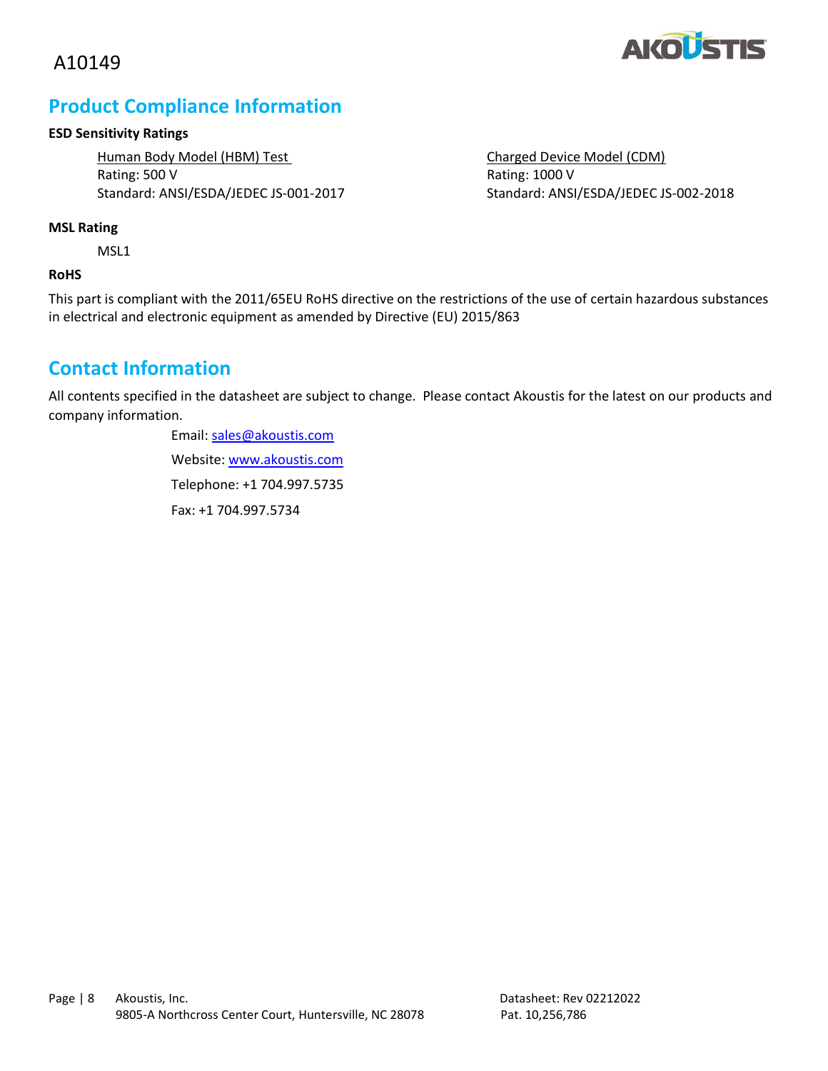## Product Compliance Information

**ESD Sensitivity Ratings**

Human Body Model (HBM) Test
Rating: 500 V
Standard: ANSI/ESDA/JEDEC JS-001-2017

Charged Device Model (CDM)
Rating: 1000 V
Standard: ANSI/ESDA/JEDEC JS-002-2018

**MSL Rating**

MSL1

**RoHS**

This part is compliant with the 2011/65EU RoHS directive on the restrictions of the use of certain hazardous substances in electrical and electronic equipment as amended by Directive (EU) 2015/863

## Contact Information

All contents specified in the datasheet are subject to change. Please contact Akoustis for the latest on our products and company information.

Email: sales@akoustis.com

Website: www.akoustis.com

Telephone: +1 704.997.5735

Fax: +1 704.997.5734